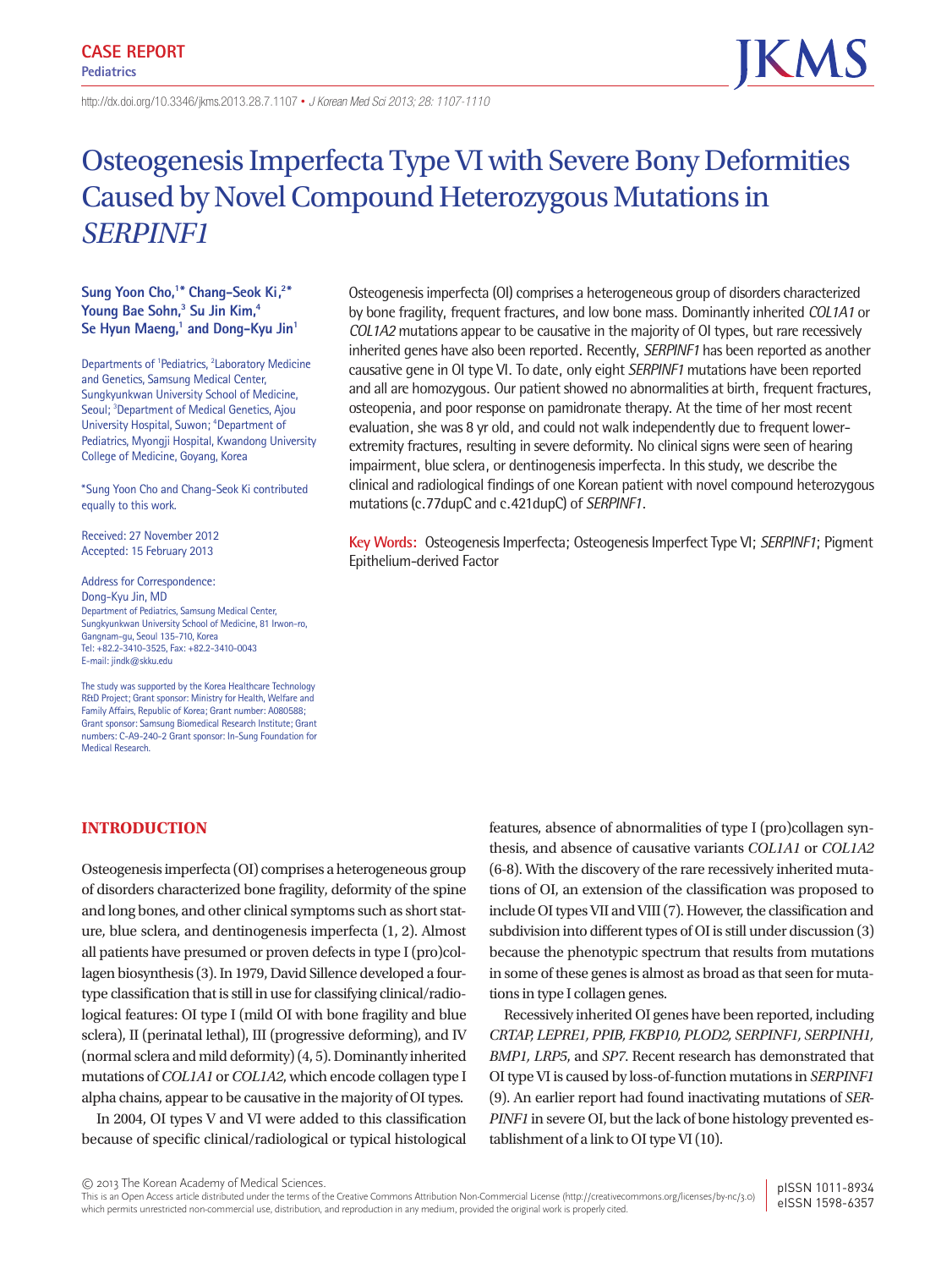CASE REPORT
Pediatrics

http://dx.doi.org/10.3346/jkms.2013.28.7.1107 • J Korean Med Sci 2013; 28: 1107-1110

# Osteogenesis Imperfecta Type VI with Severe Bony Deformities Caused by Novel Compound Heterozygous Mutations in *SERPINF1*

**Sung Yoon Cho,[1]* Chang-Seok Ki,[2]* Young Bae Sohn,[3] Su Jin Kim,[4] Se Hyun Maeng,[1] and Dong-Kyu Jin[1]**

Departments of [1]Pediatrics, [2]Laboratory Medicine and Genetics, Samsung Medical Center, Sungkyunkwan University School of Medicine, Seoul; [3]Department of Medical Genetics, Ajou University Hospital, Suwon; [4]Department of Pediatrics, Myongji Hospital, Kwandong University College of Medicine, Goyang, Korea

*Sung Yoon Cho and Chang-Seok Ki contributed equally to this work.

Received: 27 November 2012
Accepted: 15 February 2013

Address for Correspondence:
Dong-Kyu Jin, MD
Department of Pediatrics, Samsung Medical Center, Sungkyunkwan University School of Medicine, 81 Irwon-ro, Gangnam-gu, Seoul 135-710, Korea
Tel: +82.2-3410-3525, Fax: +82.2-3410-0043
E-mail: jindk@skku.edu

The study was supported by the Korea Healthcare Technology R&D Project; Grant sponsor: Ministry for Health, Welfare and Family Affairs, Republic of Korea; Grant number: A080588; Grant sponsor: Samsung Biomedical Research Institute; Grant numbers: C-A9-240-2 Grant sponsor: In-Sung Foundation for Medical Research.

Osteogenesis imperfecta (OI) comprises a heterogeneous group of disorders characterized by bone fragility, frequent fractures, and low bone mass. Dominantly inherited *COL1A1* or *COL1A2* mutations appear to be causative in the majority of OI types, but rare recessively inherited genes have also been reported. Recently, *SERPINF1* has been reported as another causative gene in OI type VI. To date, only eight *SERPINF1* mutations have been reported and all are homozygous. Our patient showed no abnormalities at birth, frequent fractures, osteopenia, and poor response on pamidronate therapy. At the time of her most recent evaluation, she was 8 yr old, and could not walk independently due to frequent lower-extremity fractures, resulting in severe deformity. No clinical signs were seen of hearing impairment, blue sclera, or dentinogenesis imperfecta. In this study, we describe the clinical and radiological findings of one Korean patient with novel compound heterozygous mutations (c.77dupC and c.421dupC) of *SERPINF1*.

**Key Words:** Osteogenesis Imperfecta; Osteogenesis Imperfect Type VI; *SERPINF1*; Pigment Epithelium-derived Factor

## INTRODUCTION

Osteogenesis imperfecta (OI) comprises a heterogeneous group of disorders characterized bone fragility, deformity of the spine and long bones, and other clinical symptoms such as short stature, blue sclera, and dentinogenesis imperfecta (1, 2). Almost all patients have presumed or proven defects in type I (pro)collagen biosynthesis (3). In 1979, David Sillence developed a four-type classification that is still in use for classifying clinical/radiological features: OI type I (mild OI with bone fragility and blue sclera), II (perinatal lethal), III (progressive deforming), and IV (normal sclera and mild deformity) (4, 5). Dominantly inherited mutations of *COL1A1* or *COL1A2*, which encode collagen type I alpha chains, appear to be causative in the majority of OI types.

In 2004, OI types V and VI were added to this classification because of specific clinical/radiological or typical histological features, absence of abnormalities of type I (pro)collagen synthesis, and absence of causative variants *COL1A1* or *COL1A2* (6-8). With the discovery of the rare recessively inherited mutations of OI, an extension of the classification was proposed to include OI types VII and VIII (7). However, the classification and subdivision into different types of OI is still under discussion (3) because the phenotypic spectrum that results from mutations in some of these genes is almost as broad as that seen for mutations in type I collagen genes.

Recessively inherited OI genes have been reported, including *CRTAP, LEPRE1, PPIB, FKBP10, PLOD2, SERPINF1, SERPINH1, BMP1, LRP5*, and *SP7*. Recent research has demonstrated that OI type VI is caused by loss-of-function mutations in *SERPINF1* (9). An earlier report had found inactivating mutations of *SERPINF1* in severe OI, but the lack of bone histology prevented establishment of a link to OI type VI (10).

© 2013 The Korean Academy of Medical Sciences.
This is an Open Access article distributed under the terms of the Creative Commons Attribution Non-Commercial License (http://creativecommons.org/licenses/by-nc/3.0) which permits unrestricted non-commercial use, distribution, and reproduction in any medium, provided the original work is properly cited.

pISSN 1011-8934
eISSN 1598-6357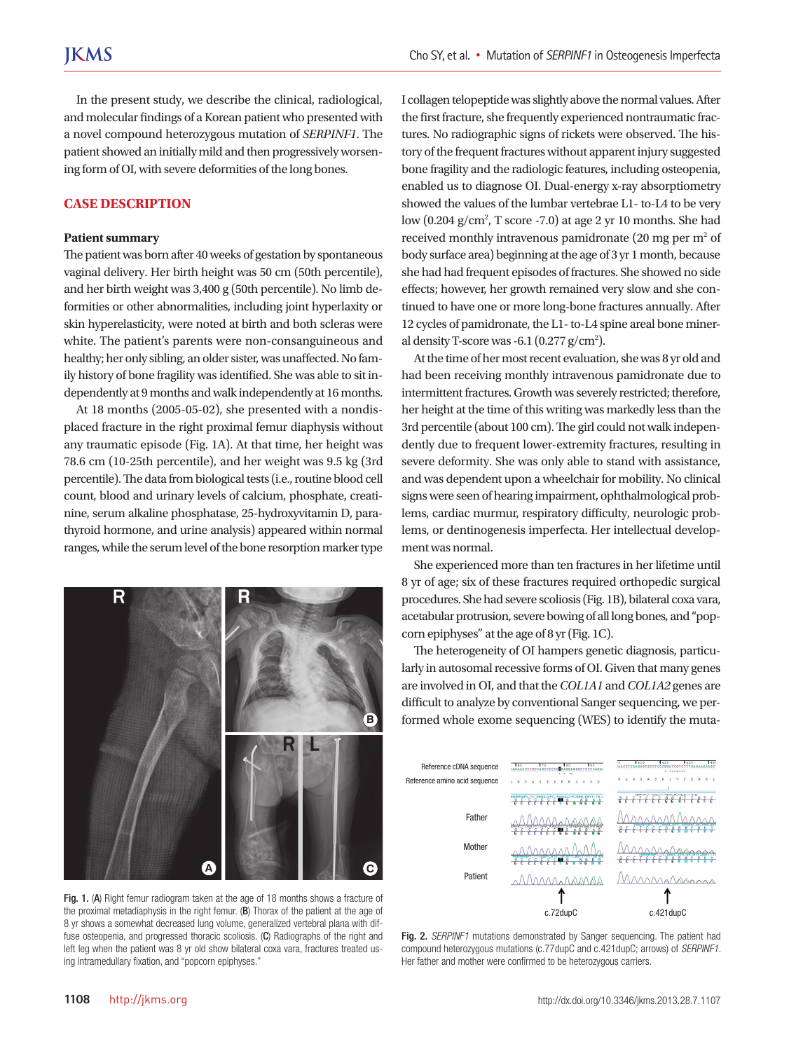In the present study, we describe the clinical, radiological, and molecular findings of a Korean patient who presented with a novel compound heterozygous mutation of *SERPINF1*. The patient showed an initially mild and then progressively worsening form of OI, with severe deformities of the long bones.

## CASE DESCRIPTION

### Patient summary

The patient was born after 40 weeks of gestation by spontaneous vaginal delivery. Her birth height was 50 cm (50th percentile), and her birth weight was 3,400 g (50th percentile). No limb deformities or other abnormalities, including joint hyperlaxity or skin hyperelasticity, were noted at birth and both scleras were white. The patient's parents were non-consanguineous and healthy; her only sibling, an older sister, was unaffected. No family history of bone fragility was identified. She was able to sit independently at 9 months and walk independently at 16 months.

At 18 months (2005-05-02), she presented with a nondisplaced fracture in the right proximal femur diaphysis without any traumatic episode (Fig. 1A). At that time, her height was 78.6 cm (10-25th percentile), and her weight was 9.5 kg (3rd percentile). The data from biological tests (i.e., routine blood cell count, blood and urinary levels of calcium, phosphate, creatinine, serum alkaline phosphatase, 25-hydroxyvitamin D, parathyroid hormone, and urine analysis) appeared within normal ranges, while the serum level of the bone resorption marker type I collagen telopeptide was slightly above the normal values. After the first fracture, she frequently experienced nontraumatic fractures. No radiographic signs of rickets were observed. The history of the frequent fractures without apparent injury suggested bone fragility and the radiologic features, including osteopenia, enabled us to diagnose OI. Dual-energy x-ray absorptiometry showed the values of the lumbar vertebrae L1- to-L4 to be very low (0.204 g/cm$^2$, T score -7.0) at age 2 yr 10 months. She had received monthly intravenous pamidronate (20 mg per m$^2$ of body surface area) beginning at the age of 3 yr 1 month, because she had had frequent episodes of fractures. She showed no side effects; however, her growth remained very slow and she continued to have one or more long-bone fractures annually. After 12 cycles of pamidronate, the L1- to-L4 spine areal bone mineral density T-score was -6.1 (0.277 g/cm$^2$).

At the time of her most recent evaluation, she was 8 yr old and had been receiving monthly intravenous pamidronate due to intermittent fractures. Growth was severely restricted; therefore, her height at the time of this writing was markedly less than the 3rd percentile (about 100 cm). The girl could not walk independently due to frequent lower-extremity fractures, resulting in severe deformity. She was only able to stand with assistance, and was dependent upon a wheelchair for mobility. No clinical signs were seen of hearing impairment, ophthalmological problems, cardiac murmur, respiratory difficulty, neurologic problems, or dentinogenesis imperfecta. Her intellectual development was normal.

She experienced more than ten fractures in her lifetime until 8 yr of age; six of these fractures required orthopedic surgical procedures. She had severe scoliosis (Fig. 1B), bilateral coxa vara, acetabular protrusion, severe bowing of all long bones, and "popcorn epiphyses" at the age of 8 yr (Fig. 1C).

Fig. 1. (**A**) Right femur radiogram taken at the age of 18 months shows a fracture of the proximal metadiaphysis in the right femur. (**B**) Thorax of the patient at the age of 8 yr shows a somewhat decreased lung volume, generalized vertebral plana with diffuse osteopenia, and progressed thoracic scoliosis. (**C**) Radiographs of the right and left leg when the patient was 8 yr old show bilateral coxa vara, fractures treated using intramedullary fixation, and "popcorn epiphyses."

The heterogeneity of OI hampers genetic diagnosis, particularly in autosomal recessive forms of OI. Given that many genes are involved in OI, and that the *COL1A1* and *COL1A2* genes are difficult to analyze by conventional Sanger sequencing, we performed whole exome sequencing (WES) to identify the muta-

Fig. 2. *SERPINF1* mutations demonstrated by Sanger sequencing. The patient had compound heterozygous mutations (c.77dupC and c.421dupC; arrows) of *SERPINF1*. Her father and mother were confirmed to be heterozygous carriers.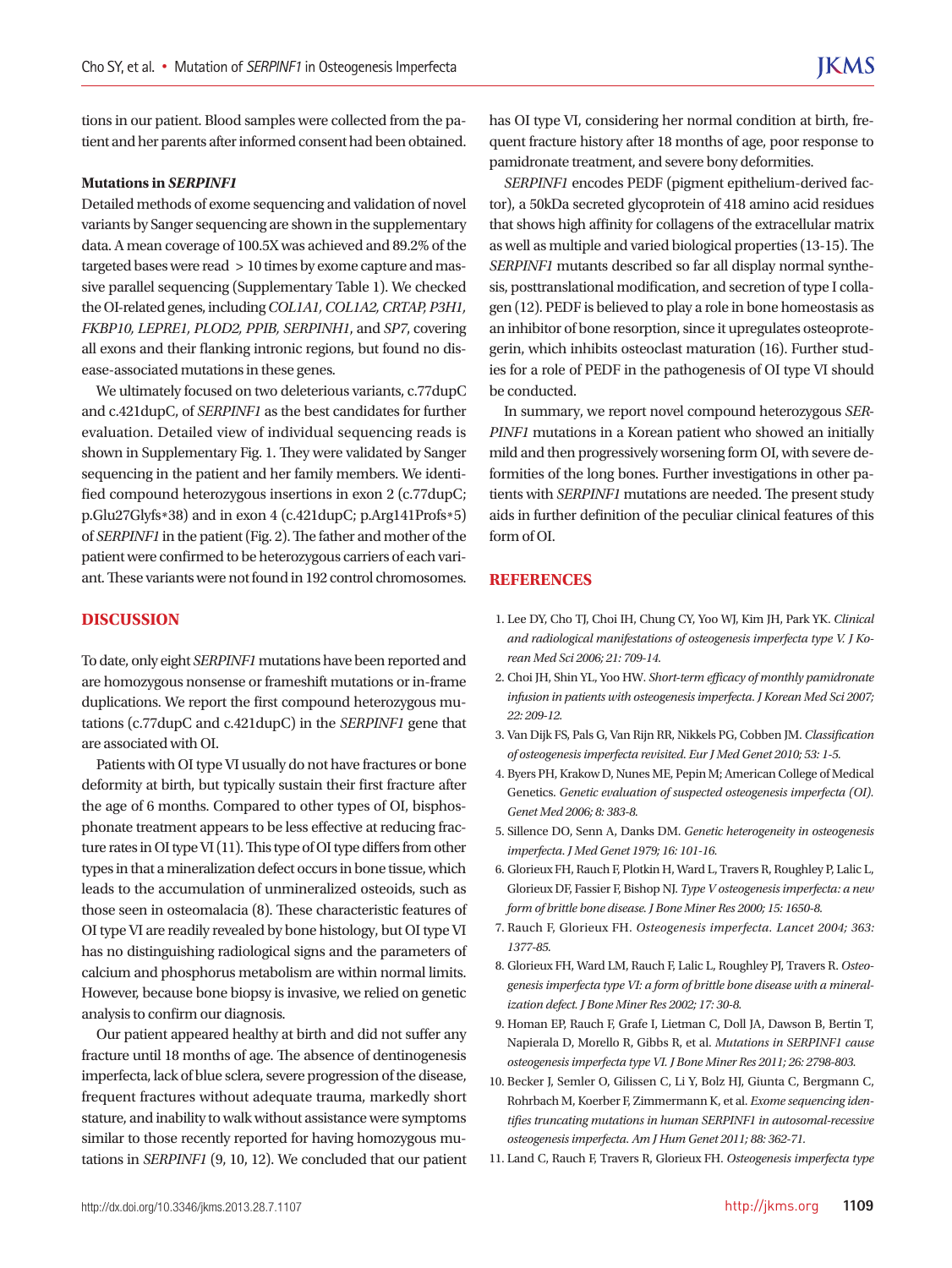tions in our patient. Blood samples were collected from the patient and her parents after informed consent had been obtained.

**Mutations in *SERPINF1***

Detailed methods of exome sequencing and validation of novel variants by Sanger sequencing are shown in the supplementary data. A mean coverage of 100.5X was achieved and 89.2% of the targeted bases were read > 10 times by exome capture and massive parallel sequencing (Supplementary Table 1). We checked the OI-related genes, including *COL1A1, COL1A2, CRTAP, P3H1, FKBP10, LEPRE1, PLOD2, PPIB, SERPINH1*, and *SP7*, covering all exons and their flanking intronic regions, but found no disease-associated mutations in these genes.

We ultimately focused on two deleterious variants, c.77dupC and c.421dupC, of *SERPINF1* as the best candidates for further evaluation. Detailed view of individual sequencing reads is shown in Supplementary Fig. 1. They were validated by Sanger sequencing in the patient and her family members. We identified compound heterozygous insertions in exon 2 (c.77dupC; p.Glu27Glyfs*38) and in exon 4 (c.421dupC; p.Arg141Profs*5) of *SERPINF1* in the patient (Fig. 2). The father and mother of the patient were confirmed to be heterozygous carriers of each variant. These variants were not found in 192 control chromosomes.

## DISCUSSION

To date, only eight *SERPINF1* mutations have been reported and are homozygous nonsense or frameshift mutations or in-frame duplications. We report the first compound heterozygous mutations (c.77dupC and c.421dupC) in the *SERPINF1* gene that are associated with OI.

Patients with OI type VI usually do not have fractures or bone deformity at birth, but typically sustain their first fracture after the age of 6 months. Compared to other types of OI, bisphosphonate treatment appears to be less effective at reducing fracture rates in OI type VI (11). This type of OI type differs from other types in that a mineralization defect occurs in bone tissue, which leads to the accumulation of unmineralized osteoids, such as those seen in osteomalacia (8). These characteristic features of OI type VI are readily revealed by bone histology, but OI type VI has no distinguishing radiological signs and the parameters of calcium and phosphorus metabolism are within normal limits. However, because bone biopsy is invasive, we relied on genetic analysis to confirm our diagnosis.

Our patient appeared healthy at birth and did not suffer any fracture until 18 months of age. The absence of dentinogenesis imperfecta, lack of blue sclera, severe progression of the disease, frequent fractures without adequate trauma, markedly short stature, and inability to walk without assistance were symptoms similar to those recently reported for having homozygous mutations in *SERPINF1* (9, 10, 12). We concluded that our patient has OI type VI, considering her normal condition at birth, frequent fracture history after 18 months of age, poor response to pamidronate treatment, and severe bony deformities.

*SERPINF1* encodes PEDF (pigment epithelium-derived factor), a 50kDa secreted glycoprotein of 418 amino acid residues that shows high affinity for collagens of the extracellular matrix as well as multiple and varied biological properties (13-15). The *SERPINF1* mutants described so far all display normal synthesis, posttranslational modification, and secretion of type I collagen (12). PEDF is believed to play a role in bone homeostasis as an inhibitor of bone resorption, since it upregulates osteoprotegerin, which inhibits osteoclast maturation (16). Further studies for a role of PEDF in the pathogenesis of OI type VI should be conducted.

In summary, we report novel compound heterozygous *SERPINF1* mutations in a Korean patient who showed an initially mild and then progressively worsening form OI, with severe deformities of the long bones. Further investigations in other patients with *SERPINF1* mutations are needed. The present study aids in further definition of the peculiar clinical features of this form of OI.

## REFERENCES

1. Lee DY, Cho TJ, Choi IH, Chung CY, Yoo WJ, Kim JH, Park YK. *Clinical and radiological manifestations of osteogenesis imperfecta type V. J Korean Med Sci 2006; 21: 709-14.*
2. Choi JH, Shin YL, Yoo HW. *Short-term efficacy of monthly pamidronate infusion in patients with osteogenesis imperfecta. J Korean Med Sci 2007; 22: 209-12.*
3. Van Dijk FS, Pals G, Van Rijn RR, Nikkels PG, Cobben JM. *Classification of osteogenesis imperfecta revisited. Eur J Med Genet 2010; 53: 1-5.*
4. Byers PH, Krakow D, Nunes ME, Pepin M; American College of Medical Genetics. *Genetic evaluation of suspected osteogenesis imperfecta (OI). Genet Med 2006; 8: 383-8.*
5. Sillence DO, Senn A, Danks DM. *Genetic heterogeneity in osteogenesis imperfecta. J Med Genet 1979; 16: 101-16.*
6. Glorieux FH, Rauch F, Plotkin H, Ward L, Travers R, Roughley P, Lalic L, Glorieux DF, Fassier F, Bishop NJ. *Type V osteogenesis imperfecta: a new form of brittle bone disease. J Bone Miner Res 2000; 15: 1650-8.*
7. Rauch F, Glorieux FH. *Osteogenesis imperfecta. Lancet 2004; 363: 1377-85.*
8. Glorieux FH, Ward LM, Rauch F, Lalic L, Roughley PJ, Travers R. *Osteogenesis imperfecta type VI: a form of brittle bone disease with a mineralization defect. J Bone Miner Res 2002; 17: 30-8.*
9. Homan EP, Rauch F, Grafe I, Lietman C, Doll JA, Dawson B, Bertin T, Napierala D, Morello R, Gibbs R, et al. *Mutations in SERPINF1 cause osteogenesis imperfecta type VI. J Bone Miner Res 2011; 26: 2798-803.*
10. Becker J, Semler O, Gilissen C, Li Y, Bolz HJ, Giunta C, Bergmann C, Rohrbach M, Koerber F, Zimmermann K, et al. *Exome sequencing identifies truncating mutations in human SERPINF1 in autosomal-recessive osteogenesis imperfecta. Am J Hum Genet 2011; 88: 362-71.*
11. Land C, Rauch F, Travers R, Glorieux FH. *Osteogenesis imperfecta type*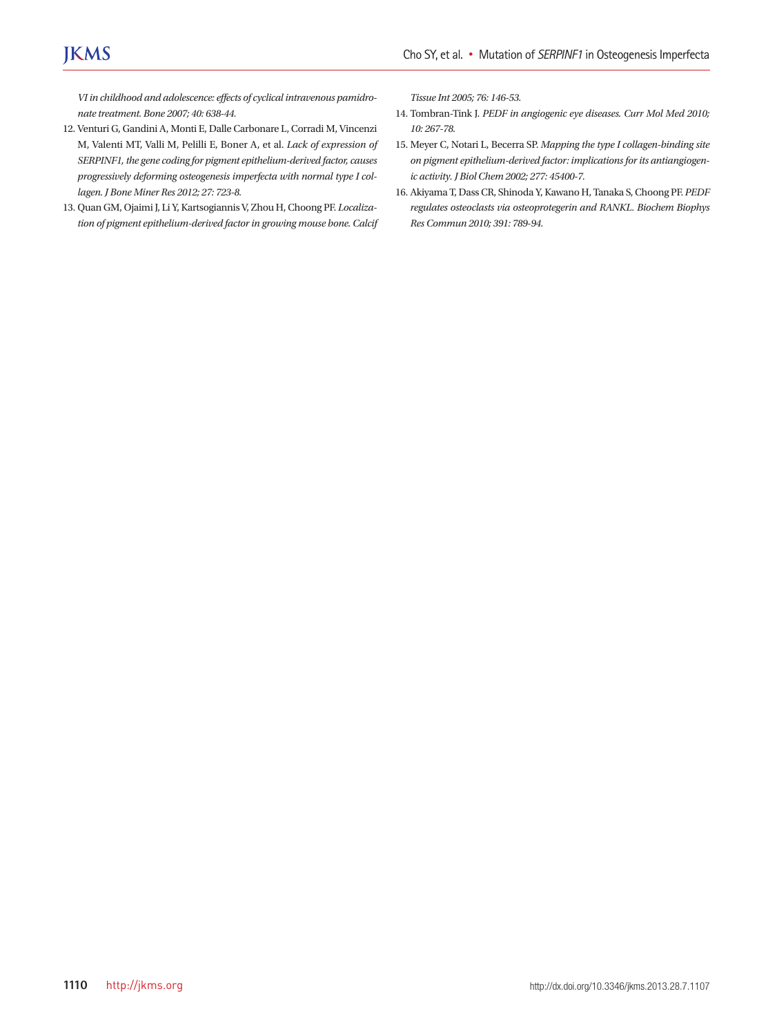VI in childhood and adolescence: effects of cyclical intravenous pamidronate treatment. Bone 2007; 40: 638-44.

12. Venturi G, Gandini A, Monti E, Dalle Carbonare L, Corradi M, Vincenzi M, Valenti MT, Valli M, Pelilli E, Boner A, et al. *Lack of expression of SERPINF1, the gene coding for pigment epithelium-derived factor, causes progressively deforming osteogenesis imperfecta with normal type I collagen. J Bone Miner Res 2012; 27: 723-8.*
13. Quan GM, Ojaimi J, Li Y, Kartsogiannis V, Zhou H, Choong PF. *Localization of pigment epithelium-derived factor in growing mouse bone. Calcif Tissue Int 2005; 76: 146-53.*
14. Tombran-Tink J. *PEDF in angiogenic eye diseases. Curr Mol Med 2010; 10: 267-78.*
15. Meyer C, Notari L, Becerra SP. *Mapping the type I collagen-binding site on pigment epithelium-derived factor: implications for its antiangiogenic activity. J Biol Chem 2002; 277: 45400-7.*
16. Akiyama T, Dass CR, Shinoda Y, Kawano H, Tanaka S, Choong PF. *PEDF regulates osteoclasts via osteoprotegerin and RANKL. Biochem Biophys Res Commun 2010; 391: 789-94.*